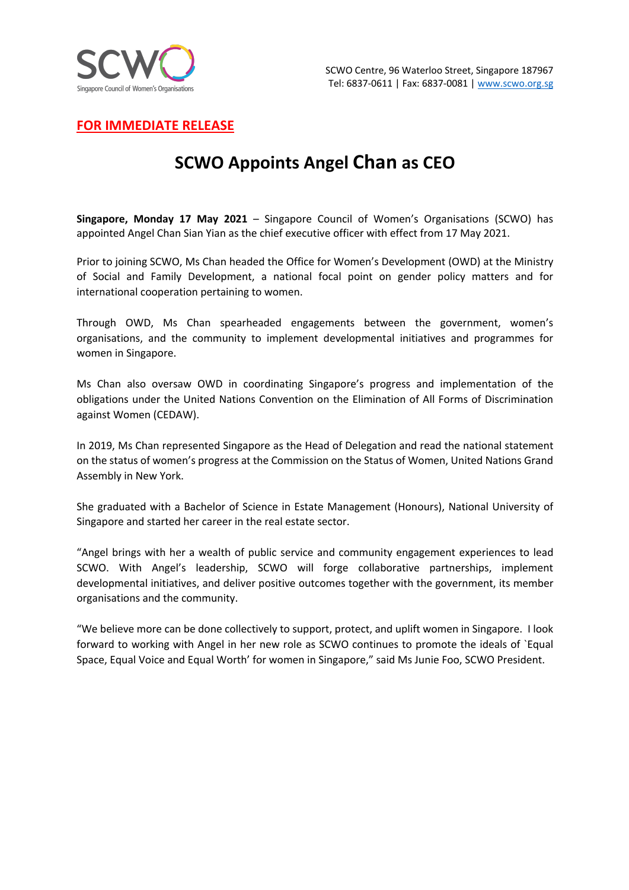SCWO Centre, 96 Waterloo Street, Singapore 187967
Tel: 6837-0611 | Fax: 6837-0081 | www.scwo.org.sg

**FOR IMMEDIATE RELEASE**

# SCWO Appoints Angel Chan as CEO

**Singapore, Monday 17 May 2021** – Singapore Council of Women's Organisations (SCWO) has appointed Angel Chan Sian Yian as the chief executive officer with effect from 17 May 2021.

Prior to joining SCWO, Ms Chan headed the Office for Women's Development (OWD) at the Ministry of Social and Family Development, a national focal point on gender policy matters and for international cooperation pertaining to women.

Through OWD, Ms Chan spearheaded engagements between the government, women's organisations, and the community to implement developmental initiatives and programmes for women in Singapore.

Ms Chan also oversaw OWD in coordinating Singapore's progress and implementation of the obligations under the United Nations Convention on the Elimination of All Forms of Discrimination against Women (CEDAW).

In 2019, Ms Chan represented Singapore as the Head of Delegation and read the national statement on the status of women's progress at the Commission on the Status of Women, United Nations Grand Assembly in New York.

She graduated with a Bachelor of Science in Estate Management (Honours), National University of Singapore and started her career in the real estate sector.

"Angel brings with her a wealth of public service and community engagement experiences to lead SCWO. With Angel's leadership, SCWO will forge collaborative partnerships, implement developmental initiatives, and deliver positive outcomes together with the government, its member organisations and the community.

"We believe more can be done collectively to support, protect, and uplift women in Singapore. I look forward to working with Angel in her new role as SCWO continues to promote the ideals of `Equal Space, Equal Voice and Equal Worth' for women in Singapore," said Ms Junie Foo, SCWO President.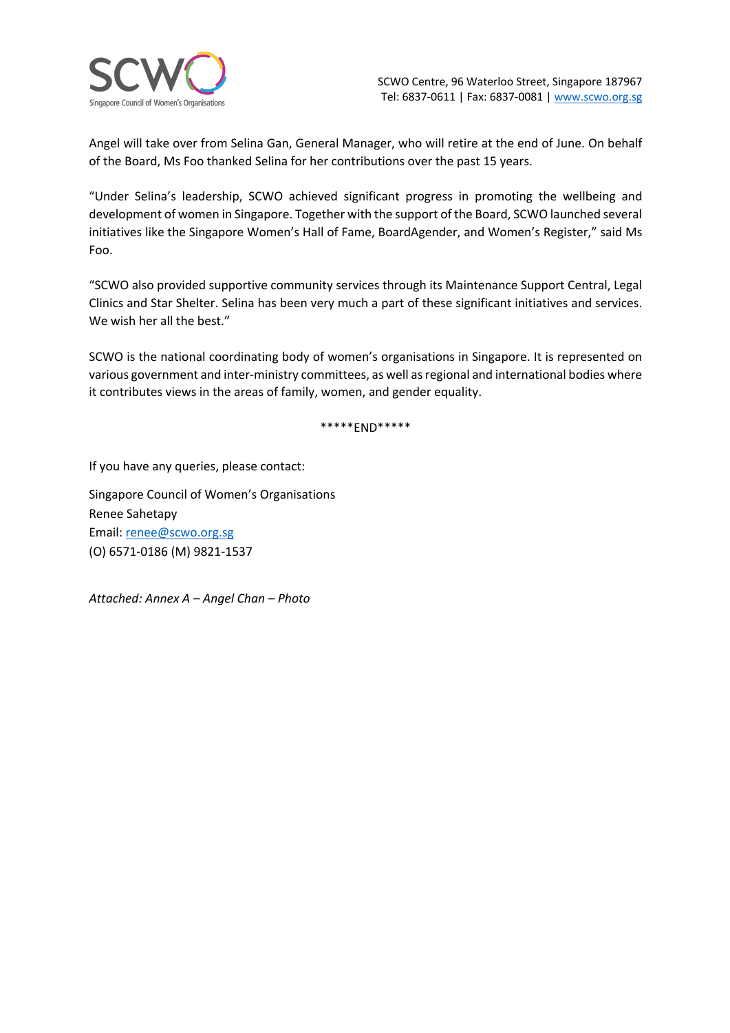Angel will take over from Selina Gan, General Manager, who will retire at the end of June. On behalf of the Board, Ms Foo thanked Selina for her contributions over the past 15 years.

"Under Selina's leadership, SCWO achieved significant progress in promoting the wellbeing and development of women in Singapore. Together with the support of the Board, SCWO launched several initiatives like the Singapore Women's Hall of Fame, BoardAgender, and Women's Register," said Ms Foo.

"SCWO also provided supportive community services through its Maintenance Support Central, Legal Clinics and Star Shelter. Selina has been very much a part of these significant initiatives and services. We wish her all the best."

SCWO is the national coordinating body of women's organisations in Singapore. It is represented on various government and inter-ministry committees, as well as regional and international bodies where it contributes views in the areas of family, women, and gender equality.

*****END*****

If you have any queries, please contact:

Singapore Council of Women's Organisations
Renee Sahetapy
Email: renee@scwo.org.sg
(O) 6571-0186 (M) 9821-1537

*Attached: Annex A – Angel Chan – Photo*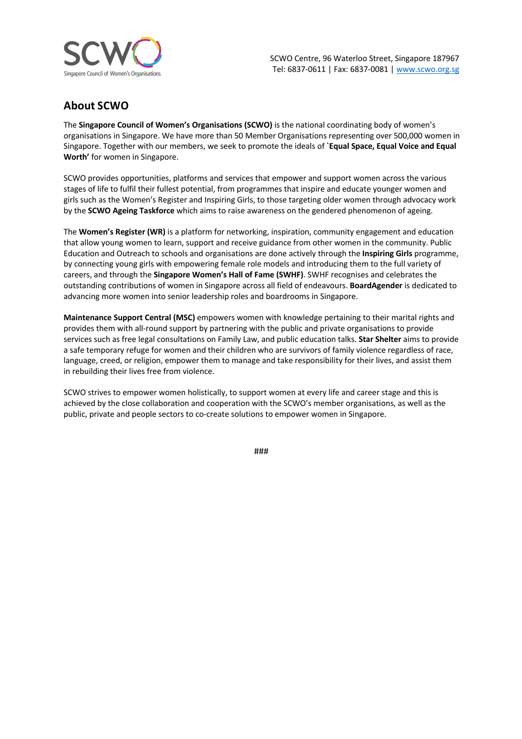SCWO Centre, 96 Waterloo Street, Singapore 187967
Tel: 6837-0611 | Fax: 6837-0081 | www.scwo.org.sg

## About SCWO

The **Singapore Council of Women's Organisations (SCWO)** is the national coordinating body of women's organisations in Singapore. We have more than 50 Member Organisations representing over 500,000 women in Singapore. Together with our members, we seek to promote the ideals of **`Equal Space, Equal Voice and Equal Worth'** for women in Singapore.

SCWO provides opportunities, platforms and services that empower and support women across the various stages of life to fulfil their fullest potential, from programmes that inspire and educate younger women and girls such as the Women's Register and Inspiring Girls, to those targeting older women through advocacy work by the **SCWO Ageing Taskforce** which aims to raise awareness on the gendered phenomenon of ageing.

The **Women's Register (WR)** is a platform for networking, inspiration, community engagement and education that allow young women to learn, support and receive guidance from other women in the community. Public Education and Outreach to schools and organisations are done actively through the **Inspiring Girls** programme, by connecting young girls with empowering female role models and introducing them to the full variety of careers, and through the **Singapore Women's Hall of Fame (SWHF)**. SWHF recognises and celebrates the outstanding contributions of women in Singapore across all field of endeavours. **BoardAgender** is dedicated to advancing more women into senior leadership roles and boardrooms in Singapore.

**Maintenance Support Central (MSC)** empowers women with knowledge pertaining to their marital rights and provides them with all-round support by partnering with the public and private organisations to provide services such as free legal consultations on Family Law, and public education talks. **Star Shelter** aims to provide a safe temporary refuge for women and their children who are survivors of family violence regardless of race, language, creed, or religion, empower them to manage and take responsibility for their lives, and assist them in rebuilding their lives free from violence.

SCWO strives to empower women holistically, to support women at every life and career stage and this is achieved by the close collaboration and cooperation with the SCWO's member organisations, as well as the public, private and people sectors to co-create solutions to empower women in Singapore.

###